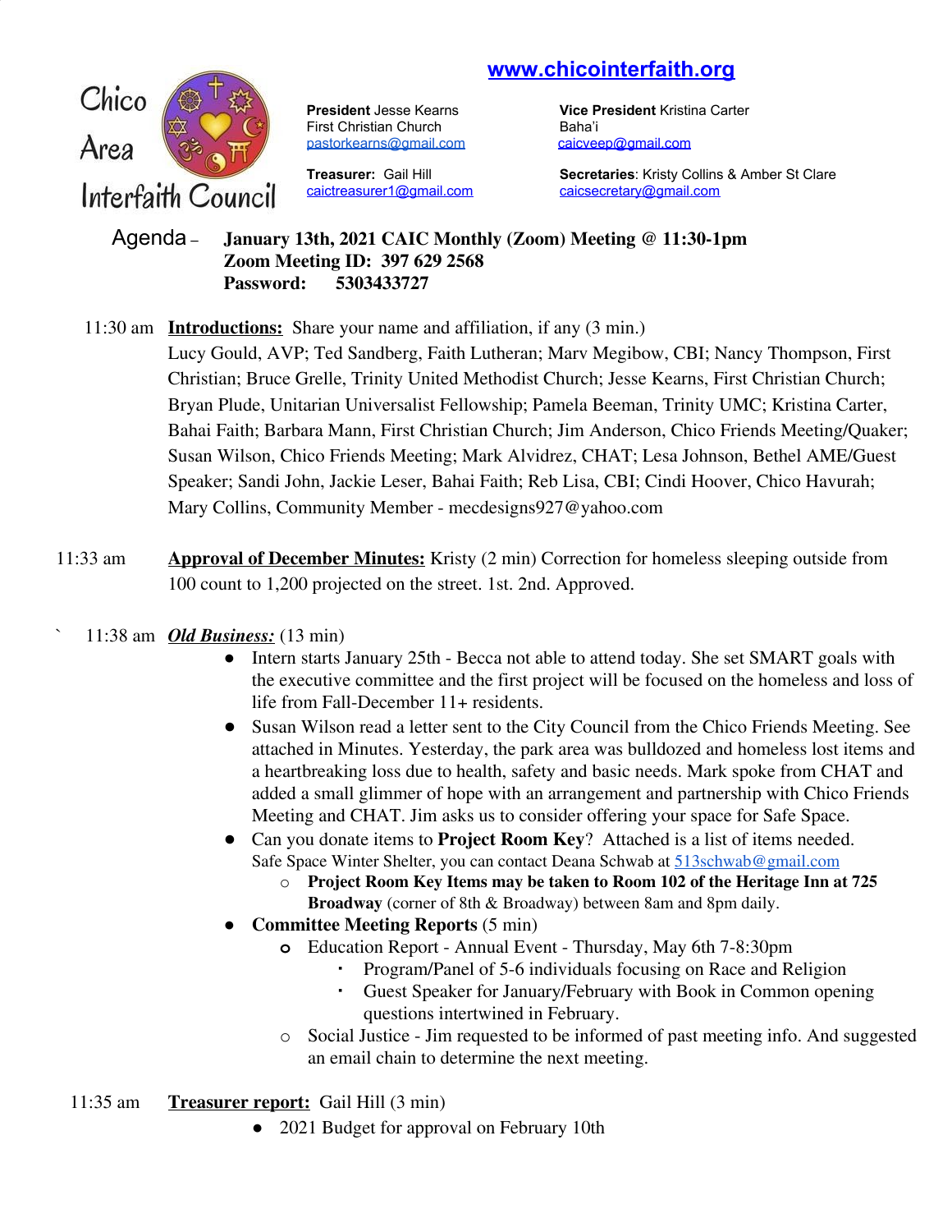www.chicointerfaith.org

Chico Area Interfaith Council

**President** Jesse Kearns
First Christian Church
pastorkearns@gmail.com

**Vice President** Kristina Carter
Baha'i
caicveep@gmail.com

**Treasurer:** Gail Hill
caictreasurer1@gmail.com

**Secretaries**: Kristy Collins & Amber St Clare
caicsecretary@gmail.com

Agenda – **January 13th, 2021 CAIC Monthly (Zoom) Meeting @ 11:30-1pm**
**Zoom Meeting ID: 397 629 2568**
**Password: 5303433727**

11:30 am **Introductions:** Share your name and affiliation, if any (3 min.)
Lucy Gould, AVP; Ted Sandberg, Faith Lutheran; Marv Megibow, CBI; Nancy Thompson, First Christian; Bruce Grelle, Trinity United Methodist Church; Jesse Kearns, First Christian Church; Bryan Plude, Unitarian Universalist Fellowship; Pamela Beeman, Trinity UMC; Kristina Carter, Bahai Faith; Barbara Mann, First Christian Church; Jim Anderson, Chico Friends Meeting/Quaker; Susan Wilson, Chico Friends Meeting; Mark Alvidrez, CHAT; Lesa Johnson, Bethel AME/Guest Speaker; Sandi John, Jackie Leser, Bahai Faith; Reb Lisa, CBI; Cindi Hoover, Chico Havurah; Mary Collins, Community Member - mecdesigns927@yahoo.com

11:33 am **Approval of December Minutes:** Kristy (2 min) Correction for homeless sleeping outside from 100 count to 1,200 projected on the street. 1st. 2nd. Approved.

11:38 am ***Old Business:*** (13 min)

- Intern starts January 25th - Becca not able to attend today. She set SMART goals with the executive committee and the first project will be focused on the homeless and loss of life from Fall-December 11+ residents.
- Susan Wilson read a letter sent to the City Council from the Chico Friends Meeting. See attached in Minutes. Yesterday, the park area was bulldozed and homeless lost items and a heartbreaking loss due to health, safety and basic needs. Mark spoke from CHAT and added a small glimmer of hope with an arrangement and partnership with Chico Friends Meeting and CHAT. Jim asks us to consider offering your space for Safe Space.
- Can you donate items to **Project Room Key**? Attached is a list of items needed. Safe Space Winter Shelter, you can contact Deana Schwab at 513schwab@gmail.com
  - **Project Room Key Items may be taken to Room 102 of the Heritage Inn at 725 Broadway** (corner of 8th & Broadway) between 8am and 8pm daily.
- **Committee Meeting Reports** (5 min)
  - Education Report - Annual Event - Thursday, May 6th 7-8:30pm
    - Program/Panel of 5-6 individuals focusing on Race and Religion
    - Guest Speaker for January/February with Book in Common opening questions intertwined in February.
  - Social Justice - Jim requested to be informed of past meeting info. And suggested an email chain to determine the next meeting.

11:35 am **Treasurer report:** Gail Hill (3 min)

- 2021 Budget for approval on February 10th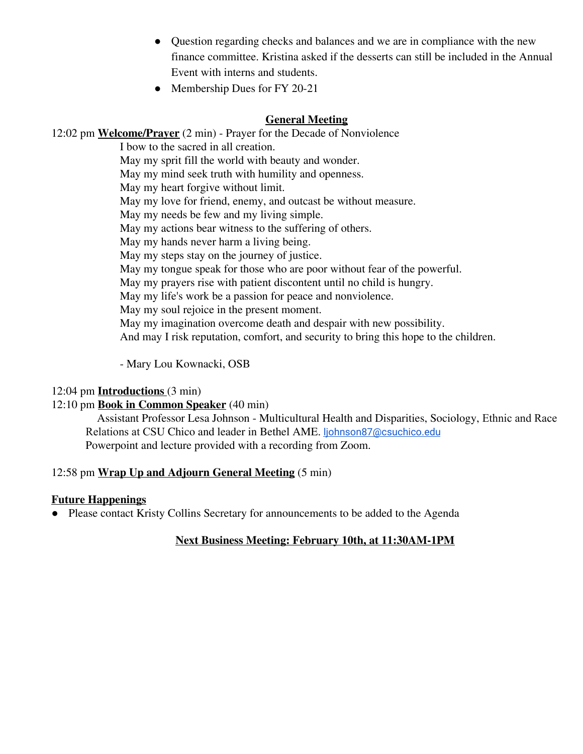- Question regarding checks and balances and we are in compliance with the new finance committee. Kristina asked if the desserts can still be included in the Annual Event with interns and students.
- Membership Dues for FY 20-21

## General Meeting

12:02 pm **Welcome/Prayer** (2 min) - Prayer for the Decade of Nonviolence

I bow to the sacred in all creation.
May my sprit fill the world with beauty and wonder.
May my mind seek truth with humility and openness.
May my heart forgive without limit.
May my love for friend, enemy, and outcast be without measure.
May my needs be few and my living simple.
May my actions bear witness to the suffering of others.
May my hands never harm a living being.
May my steps stay on the journey of justice.
May my tongue speak for those who are poor without fear of the powerful.
May my prayers rise with patient discontent until no child is hungry.
May my life's work be a passion for peace and nonviolence.
May my soul rejoice in the present moment.
May my imagination overcome death and despair with new possibility.
And may I risk reputation, comfort, and security to bring this hope to the children.

- Mary Lou Kownacki, OSB

12:04 pm **Introductions** (3 min)

12:10 pm **Book in Common Speaker** (40 min)

Assistant Professor Lesa Johnson - Multicultural Health and Disparities, Sociology, Ethnic and Race Relations at CSU Chico and leader in Bethel AME. ljohnson87@csuchico.edu
Powerpoint and lecture provided with a recording from Zoom.

12:58 pm **Wrap Up and Adjourn General Meeting** (5 min)

**Future Happenings**

- Please contact Kristy Collins Secretary for announcements to be added to the Agenda

**Next Business Meeting: February 10th, at 11:30AM-1PM**